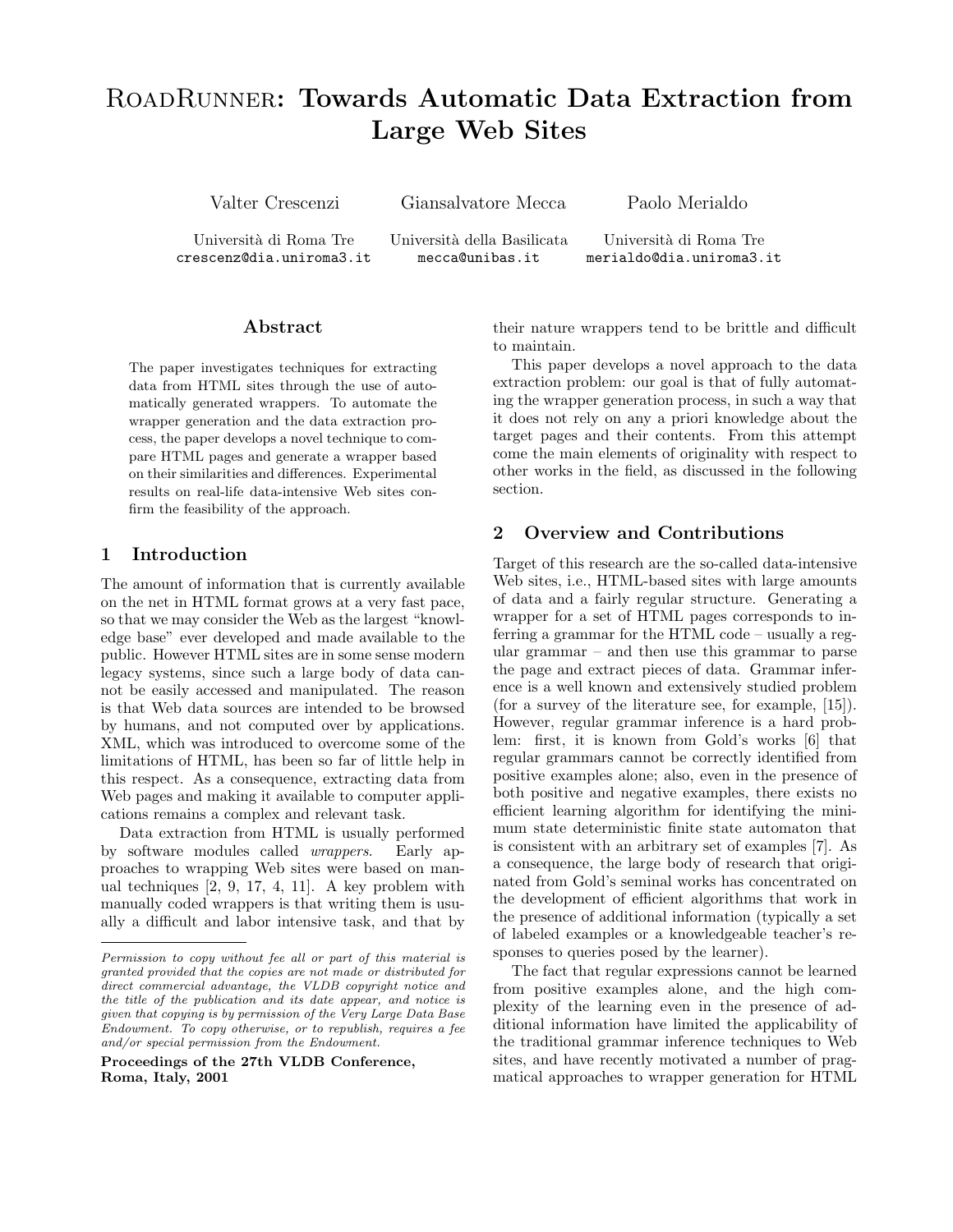# RoadRunner: Towards Automatic Data Extraction from Large Web Sites

Valter Crescenzi
Università di Roma Tre
crescenz@dia.uniroma3.it

Giansalvatore Mecca
Università della Basilicata
mecca@unibas.it

Paolo Merialdo
Università di Roma Tre
merialdo@dia.uniroma3.it

## Abstract

The paper investigates techniques for extracting data from HTML sites through the use of automatically generated wrappers. To automate the wrapper generation and the data extraction process, the paper develops a novel technique to compare HTML pages and generate a wrapper based on their similarities and differences. Experimental results on real-life data-intensive Web sites confirm the feasibility of the approach.

## 1 Introduction

The amount of information that is currently available on the net in HTML format grows at a very fast pace, so that we may consider the Web as the largest "knowledge base" ever developed and made available to the public. However HTML sites are in some sense modern legacy systems, since such a large body of data cannot be easily accessed and manipulated. The reason is that Web data sources are intended to be browsed by humans, and not computed over by applications. XML, which was introduced to overcome some of the limitations of HTML, has been so far of little help in this respect. As a consequence, extracting data from Web pages and making it available to computer applications remains a complex and relevant task.

Data extraction from HTML is usually performed by software modules called *wrappers*. Early approaches to wrapping Web sites were based on manual techniques [2, 9, 17, 4, 11]. A key problem with manually coded wrappers is that writing them is usually a difficult and labor intensive task, and that by their nature wrappers tend to be brittle and difficult to maintain.

This paper develops a novel approach to the data extraction problem: our goal is that of fully automating the wrapper generation process, in such a way that it does not rely on any a priori knowledge about the target pages and their contents. From this attempt come the main elements of originality with respect to other works in the field, as discussed in the following section.

## 2 Overview and Contributions

Target of this research are the so-called data-intensive Web sites, i.e., HTML-based sites with large amounts of data and a fairly regular structure. Generating a wrapper for a set of HTML pages corresponds to inferring a grammar for the HTML code – usually a regular grammar – and then use this grammar to parse the page and extract pieces of data. Grammar inference is a well known and extensively studied problem (for a survey of the literature see, for example, [15]). However, regular grammar inference is a hard problem: first, it is known from Gold's works [6] that regular grammars cannot be correctly identified from positive examples alone; also, even in the presence of both positive and negative examples, there exists no efficient learning algorithm for identifying the minimum state deterministic finite state automaton that is consistent with an arbitrary set of examples [7]. As a consequence, the large body of research that originated from Gold's seminal works has concentrated on the development of efficient algorithms that work in the presence of additional information (typically a set of labeled examples or a knowledgeable teacher's responses to queries posed by the learner).

The fact that regular expressions cannot be learned from positive examples alone, and the high complexity of the learning even in the presence of additional information have limited the applicability of the traditional grammar inference techniques to Web sites, and have recently motivated a number of pragmatical approaches to wrapper generation for HTML

*Permission to copy without fee all or part of this material is granted provided that the copies are not made or distributed for direct commercial advantage, the VLDB copyright notice and the title of the publication and its date appear, and notice is given that copying is by permission of the Very Large Data Base Endowment. To copy otherwise, or to republish, requires a fee and/or special permission from the Endowment.*

**Proceedings of the 27th VLDB Conference, Roma, Italy, 2001**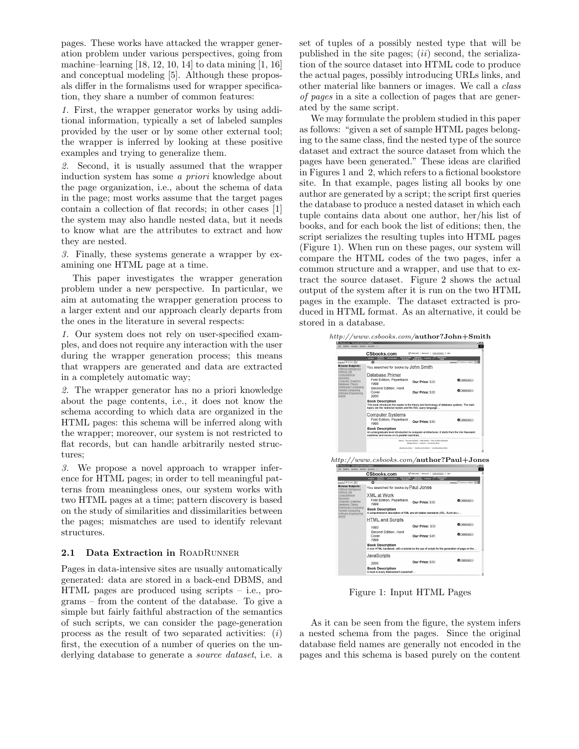pages. These works have attacked the wrapper generation problem under various perspectives, going from machine–learning [18, 12, 10, 14] to data mining [1, 16] and conceptual modeling [5]. Although these proposals differ in the formalisms used for wrapper specification, they share a number of common features:

*1.* First, the wrapper generator works by using additional information, typically a set of labeled samples provided by the user or by some other external tool; the wrapper is inferred by looking at these positive examples and trying to generalize them.

*2.* Second, it is usually assumed that the wrapper induction system has some *a priori* knowledge about the page organization, i.e., about the schema of data in the page; most works assume that the target pages contain a collection of flat records; in other cases [1] the system may also handle nested data, but it needs to know what are the attributes to extract and how they are nested.

*3.* Finally, these systems generate a wrapper by examining one HTML page at a time.

This paper investigates the wrapper generation problem under a new perspective. In particular, we aim at automating the wrapper generation process to a larger extent and our approach clearly departs from the ones in the literature in several respects:

*1.* Our system does not rely on user-specified examples, and does not require any interaction with the user during the wrapper generation process; this means that wrappers are generated and data are extracted in a completely automatic way;

*2.* The wrapper generator has no a priori knowledge about the page contents, i.e., it does not know the schema according to which data are organized in the HTML pages: this schema will be inferred along with the wrapper; moreover, our system is not restricted to flat records, but can handle arbitrarily nested structures;

*3.* We propose a novel approach to wrapper inference for HTML pages; in order to tell meaningful patterns from meaningless ones, our system works with two HTML pages at a time; pattern discovery is based on the study of similarities and dissimilarities between the pages; mismatches are used to identify relevant structures.

### 2.1 Data Extraction in RoadRunner

Pages in data-intensive sites are usually automatically generated: data are stored in a back-end DBMS, and HTML pages are produced using scripts – i.e., programs – from the content of the database. To give a simple but fairly faithful abstraction of the semantics of such scripts, we can consider the page-generation process as the result of two separated activities: (*i*) first, the execution of a number of queries on the underlying database to generate a *source dataset*, i.e. a set of tuples of a possibly nested type that will be published in the site pages; (*ii*) second, the serialization of the source dataset into HTML code to produce the actual pages, possibly introducing URLs links, and other material like banners or images. We call a *class of pages* in a site a collection of pages that are generated by the same script.

We may formulate the problem studied in this paper as follows: "given a set of sample HTML pages belonging to the same class, find the nested type of the source dataset and extract the source dataset from which the pages have been generated." These ideas are clarified in Figures 1 and 2, which refers to a fictional bookstore site. In that example, pages listing all books by one author are generated by a script; the script first queries the database to produce a nested dataset in which each tuple contains data about one author, her/his list of books, and for each book the list of editions; then, the script serializes the resulting tuples into HTML pages (Figure 1). When run on these pages, our system will compare the HTML codes of the two pages, infer a common structure and a wrapper, and use that to extract the source dataset. Figure 2 shows the actual output of the system after it is run on the two HTML pages in the example. The dataset extracted is produced in HTML format. As an alternative, it could be stored in a database.

*http://www.csbooks.com/***author?John+Smith**

*http://www.csbooks.com/***author?Paul+Jones**

Figure 1: Input HTML Pages

As it can be seen from the figure, the system infers a nested schema from the pages. Since the original database field names are generally not encoded in the pages and this schema is based purely on the content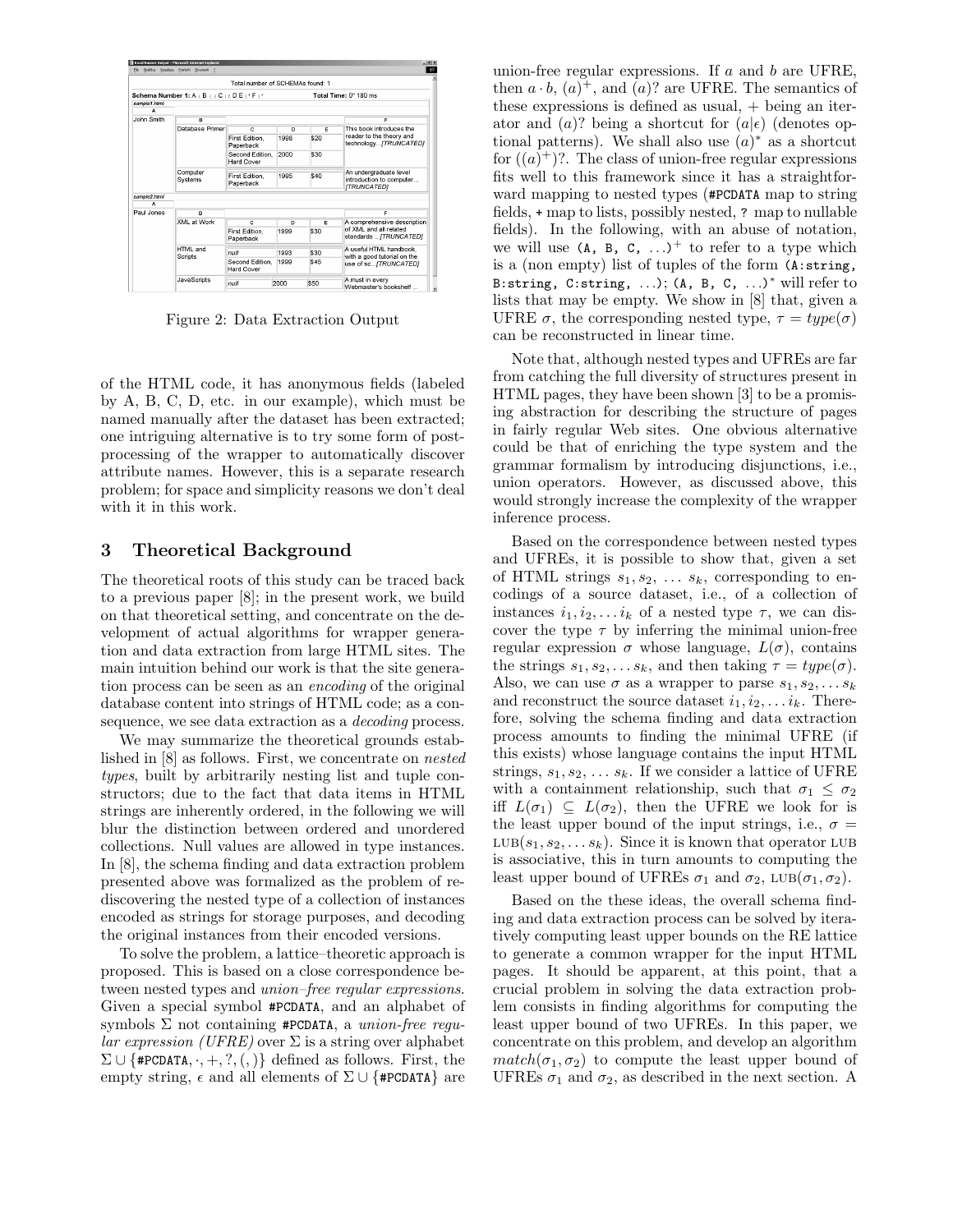Figure 2: Data Extraction Output

of the HTML code, it has anonymous fields (labeled by A, B, C, D, etc. in our example), which must be named manually after the dataset has been extracted; one intriguing alternative is to try some form of post-processing of the wrapper to automatically discover attribute names. However, this is a separate research problem; for space and simplicity reasons we don't deal with it in this work.

## 3 Theoretical Background

The theoretical roots of this study can be traced back to a previous paper [8]; in the present work, we build on that theoretical setting, and concentrate on the development of actual algorithms for wrapper generation and data extraction from large HTML sites. The main intuition behind our work is that the site generation process can be seen as an *encoding* of the original database content into strings of HTML code; as a consequence, we see data extraction as a *decoding* process.

We may summarize the theoretical grounds established in [8] as follows. First, we concentrate on *nested types*, built by arbitrarily nesting list and tuple constructors; due to the fact that data items in HTML strings are inherently ordered, in the following we will blur the distinction between ordered and unordered collections. Null values are allowed in type instances. In [8], the schema finding and data extraction problem presented above was formalized as the problem of rediscovering the nested type of a collection of instances encoded as strings for storage purposes, and decoding the original instances from their encoded versions.

To solve the problem, a lattice–theoretic approach is proposed. This is based on a close correspondence between nested types and *union–free regular expressions*. Given a special symbol `#PCDATA`, and an alphabet of symbols $\Sigma$ not containing `#PCDATA`, a *union-free regular expression (UFRE)* over $\Sigma$ is a string over alphabet $\Sigma \cup \{\texttt{\#PCDATA}, \cdot, +, ?, (, )\}$ defined as follows. First, the empty string, $\epsilon$ and all elements of $\Sigma \cup \{\texttt{\#PCDATA}\}$ are union-free regular expressions. If $a$ and $b$ are UFRE, then $a \cdot b$, $(a)^+$, and $(a)?$ are UFRE. The semantics of these expressions is defined as usual, $+$ being an iterator and $(a)?$ being a shortcut for $(a|\epsilon)$ (denotes optional patterns). We shall also use $(a)^*$ as a shortcut for $((a)^+)?$. The class of union-free regular expressions fits well to this framework since it has a straightforward mapping to nested types (`#PCDATA` map to string fields, `+` map to lists, possibly nested, `?` map to nullable fields). In the following, with an abuse of notation, we will use $(\texttt{A, B, C, } \ldots)^+$ to refer to a type which is a (non empty) list of tuples of the form `(A:string, B:string, C:string, ...)`; $(\texttt{A, B, C, } \ldots)^*$ will refer to lists that may be empty. We show in [8] that, given a UFRE $\sigma$, the corresponding nested type, $\tau = type(\sigma)$ can be reconstructed in linear time.

Note that, although nested types and UFREs are far from catching the full diversity of structures present in HTML pages, they have been shown [3] to be a promising abstraction for describing the structure of pages in fairly regular Web sites. One obvious alternative could be that of enriching the type system and the grammar formalism by introducing disjunctions, i.e., union operators. However, as discussed above, this would strongly increase the complexity of the wrapper inference process.

Based on the correspondence between nested types and UFREs, it is possible to show that, given a set of HTML strings $s_1, s_2, \ldots s_k$, corresponding to encodings of a source dataset, i.e., of a collection of instances $i_1, i_2, \ldots i_k$ of a nested type $\tau$, we can discover the type $\tau$ by inferring the minimal union-free regular expression $\sigma$ whose language, $L(\sigma)$, contains the strings $s_1, s_2, \ldots s_k$, and then taking $\tau = type(\sigma)$. Also, we can use $\sigma$ as a wrapper to parse $s_1, s_2, \ldots s_k$ and reconstruct the source dataset $i_1, i_2, \ldots i_k$. Therefore, solving the schema finding and data extraction process amounts to finding the minimal UFRE (if this exists) whose language contains the input HTML strings, $s_1, s_2, \ldots s_k$. If we consider a lattice of UFRE with a containment relationship, such that $\sigma_1 \leq \sigma_2$ iff $L(\sigma_1) \subseteq L(\sigma_2)$, then the UFRE we look for is the least upper bound of the input strings, i.e., $\sigma = \text{LUB}(s_1, s_2, \ldots s_k)$. Since it is known that operator LUB is associative, this in turn amounts to computing the least upper bound of UFREs $\sigma_1$ and $\sigma_2$, $\text{LUB}(\sigma_1, \sigma_2)$.

Based on the these ideas, the overall schema finding and data extraction process can be solved by iteratively computing least upper bounds on the RE lattice to generate a common wrapper for the input HTML pages. It should be apparent, at this point, that a crucial problem in solving the data extraction problem consists in finding algorithms for computing the least upper bound of two UFREs. In this paper, we concentrate on this problem, and develop an algorithm $match(\sigma_1, \sigma_2)$ to compute the least upper bound of UFREs $\sigma_1$ and $\sigma_2$, as described in the next section. A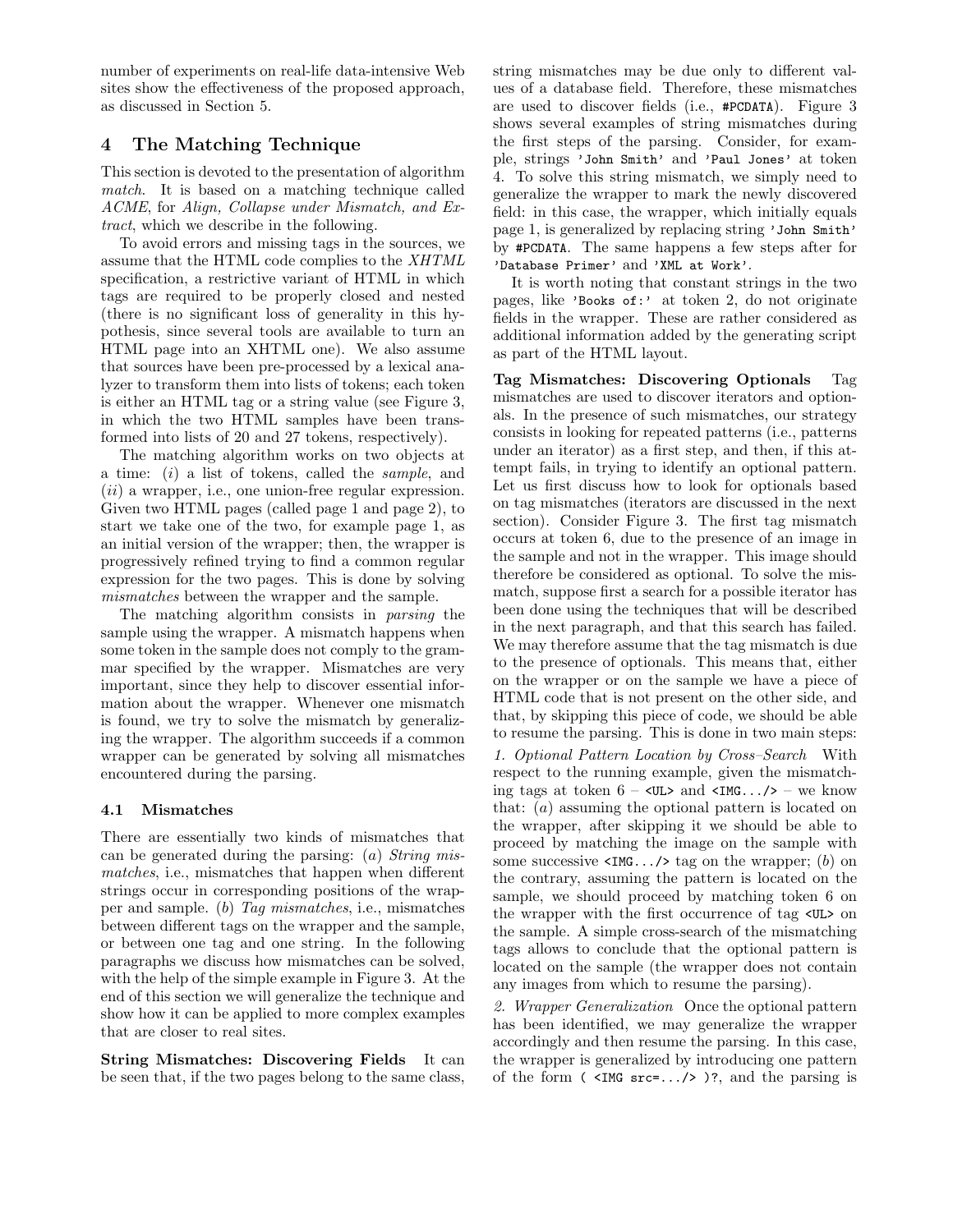number of experiments on real-life data-intensive Web sites show the effectiveness of the proposed approach, as discussed in Section 5.

## 4 The Matching Technique

This section is devoted to the presentation of algorithm *match*. It is based on a matching technique called *ACME*, for *Align, Collapse under Mismatch, and Extract*, which we describe in the following.

To avoid errors and missing tags in the sources, we assume that the HTML code complies to the *XHTML* specification, a restrictive variant of HTML in which tags are required to be properly closed and nested (there is no significant loss of generality in this hypothesis, since several tools are available to turn an HTML page into an XHTML one). We also assume that sources have been pre-processed by a lexical analyzer to transform them into lists of tokens; each token is either an HTML tag or a string value (see Figure 3, in which the two HTML samples have been transformed into lists of 20 and 27 tokens, respectively).

The matching algorithm works on two objects at a time: (*i*) a list of tokens, called the *sample*, and (*ii*) a wrapper, i.e., one union-free regular expression. Given two HTML pages (called page 1 and page 2), to start we take one of the two, for example page 1, as an initial version of the wrapper; then, the wrapper is progressively refined trying to find a common regular expression for the two pages. This is done by solving *mismatches* between the wrapper and the sample.

The matching algorithm consists in *parsing* the sample using the wrapper. A mismatch happens when some token in the sample does not comply to the grammar specified by the wrapper. Mismatches are very important, since they help to discover essential information about the wrapper. Whenever one mismatch is found, we try to solve the mismatch by generalizing the wrapper. The algorithm succeeds if a common wrapper can be generated by solving all mismatches encountered during the parsing.

### 4.1 Mismatches

There are essentially two kinds of mismatches that can be generated during the parsing: (*a*) *String mismatches*, i.e., mismatches that happen when different strings occur in corresponding positions of the wrapper and sample. (*b*) *Tag mismatches*, i.e., mismatches between different tags on the wrapper and the sample, or between one tag and one string. In the following paragraphs we discuss how mismatches can be solved, with the help of the simple example in Figure 3. At the end of this section we will generalize the technique and show how it can be applied to more complex examples that are closer to real sites.

**String Mismatches: Discovering Fields** It can be seen that, if the two pages belong to the same class, string mismatches may be due only to different values of a database field. Therefore, these mismatches are used to discover fields (i.e., `#PCDATA`). Figure 3 shows several examples of string mismatches during the first steps of the parsing. Consider, for example, strings `'John Smith'` and `'Paul Jones'` at token 4. To solve this string mismatch, we simply need to generalize the wrapper to mark the newly discovered field: in this case, the wrapper, which initially equals page 1, is generalized by replacing string `'John Smith'` by `#PCDATA`. The same happens a few steps after for `'Database Primer'` and `'XML at Work'`.

It is worth noting that constant strings in the two pages, like `'Books of:'` at token 2, do not originate fields in the wrapper. These are rather considered as additional information added by the generating script as part of the HTML layout.

**Tag Mismatches: Discovering Optionals** Tag mismatches are used to discover iterators and optionals. In the presence of such mismatches, our strategy consists in looking for repeated patterns (i.e., patterns under an iterator) as a first step, and then, if this attempt fails, in trying to identify an optional pattern. Let us first discuss how to look for optionals based on tag mismatches (iterators are discussed in the next section). Consider Figure 3. The first tag mismatch occurs at token 6, due to the presence of an image in the sample and not in the wrapper. This image should therefore be considered as optional. To solve the mismatch, suppose first a search for a possible iterator has been done using the techniques that will be described in the next paragraph, and that this search has failed. We may therefore assume that the tag mismatch is due to the presence of optionals. This means that, either on the wrapper or on the sample we have a piece of HTML code that is not present on the other side, and that, by skipping this piece of code, we should be able to resume the parsing. This is done in two main steps:

*1. Optional Pattern Location by Cross–Search* With respect to the running example, given the mismatching tags at token 6 – `<UL>` and `<IMG.../>` – we know that: (*a*) assuming the optional pattern is located on the wrapper, after skipping it we should be able to proceed by matching the image on the sample with some successive `<IMG.../>` tag on the wrapper; (*b*) on the contrary, assuming the pattern is located on the sample, we should proceed by matching token 6 on the wrapper with the first occurrence of tag `<UL>` on the sample. A simple cross-search of the mismatching tags allows to conclude that the optional pattern is located on the sample (the wrapper does not contain any images from which to resume the parsing).

*2. Wrapper Generalization* Once the optional pattern has been identified, we may generalize the wrapper accordingly and then resume the parsing. In this case, the wrapper is generalized by introducing one pattern of the form `( <IMG src=.../> )?`, and the parsing is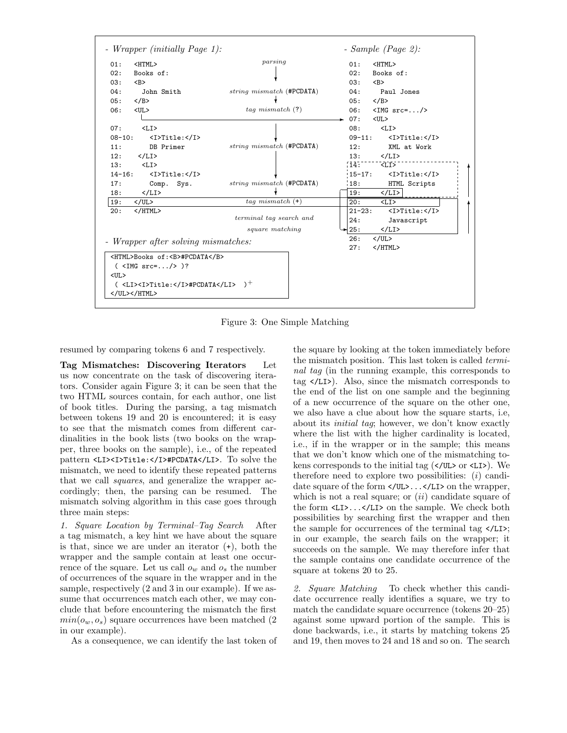- *Wrapper (initially Page 1):*

```
01:    <HTML>
02:    Books of:
03:    <B>
04:      John Smith
05:    </B>
06:    <UL>
07:      <LI>
08-10:     <I>Title:</I>
11:        DB Primer
12:      </LI>
13:      <LI>
14-16:     <I>Title:</I>
17:        Comp.  Sys.
18:      </LI>
19:    </UL>
20:    </HTML>
```

*parsing*

*string mismatch* (#PCDATA)

*tag mismatch* (?)

*string mismatch* (#PCDATA)

*string mismatch* (#PCDATA)

*tag mismatch* (+)

*terminal tag search and square matching*

- *Sample (Page 2):*

```
01:    <HTML>
02:    Books of:
03:    <B>
04:      Paul Jones
05:    </B>
06:    <IMG src=.../>
07:    <UL>
08:      <LI>
09-11:     <I>Title:</I>
12:        XML at Work
13:      </LI>
14:      <LI>
15-17:     <I>Title:</I>
18:        HTML Scripts
19:      </LI>
20:      <LI>
21-23:     <I>Title:</I>
24:        Javascript
25:      </LI>
26:    </UL>
27:    </HTML>
```

- *Wrapper after solving mismatches:*

```
<HTML>Books of:<B>#PCDATA</B>
 ( <IMG src=.../> )?
<UL>
 ( <LI><I>Title:</I>#PCDATA</LI>  )+
</UL></HTML>
```

Figure 3: One Simple Matching

resumed by comparing tokens 6 and 7 respectively.

**Tag Mismatches: Discovering Iterators** Let us now concentrate on the task of discovering iterators. Consider again Figure 3; it can be seen that the two HTML sources contain, for each author, one list of book titles. During the parsing, a tag mismatch between tokens 19 and 20 is encountered; it is easy to see that the mismatch comes from different cardinalities in the book lists (two books on the wrapper, three books on the sample), i.e., of the repeated pattern `<LI><I>Title:</I>#PCDATA</LI>`. To solve the mismatch, we need to identify these repeated patterns that we call *squares*, and generalize the wrapper accordingly; then, the parsing can be resumed. The mismatch solving algorithm in this case goes through three main steps:

*1. Square Location by Terminal–Tag Search* After a tag mismatch, a key hint we have about the square is that, since we are under an iterator (+), both the wrapper and the sample contain at least one occurrence of the square. Let us call $o_w$ and $o_s$ the number of occurrences of the square in the wrapper and in the sample, respectively (2 and 3 in our example). If we assume that occurrences match each other, we may conclude that before encountering the mismatch the first $min(o_w, o_s)$ square occurrences have been matched (2 in our example).

As a consequence, we can identify the last token of the square by looking at the token immediately before the mismatch position. This last token is called *terminal tag* (in the running example, this corresponds to tag `</LI>`). Also, since the mismatch corresponds to the end of the list on one sample and the beginning of a new occurrence of the square on the other one, we also have a clue about how the square starts, i.e, about its *initial tag*; however, we don't know exactly where the list with the higher cardinality is located, i.e., if in the wrapper or in the sample; this means that we don't know which one of the mismatching tokens corresponds to the initial tag (`</UL>` or `<LI>`). We therefore need to explore two possibilities: (*i*) candidate square of the form `</UL>...</LI>` on the wrapper, which is not a real square; or (*ii*) candidate square of the form `<LI>...</LI>` on the sample. We check both possibilities by searching first the wrapper and then the sample for occurrences of the terminal tag `</LI>`; in our example, the search fails on the wrapper; it succeeds on the sample. We may therefore infer that the sample contains one candidate occurrence of the square at tokens 20 to 25.

*2. Square Matching* To check whether this candidate occurrence really identifies a square, we try to match the candidate square occurrence (tokens 20–25) against some upward portion of the sample. This is done backwards, i.e., it starts by matching tokens 25 and 19, then moves to 24 and 18 and so on. The search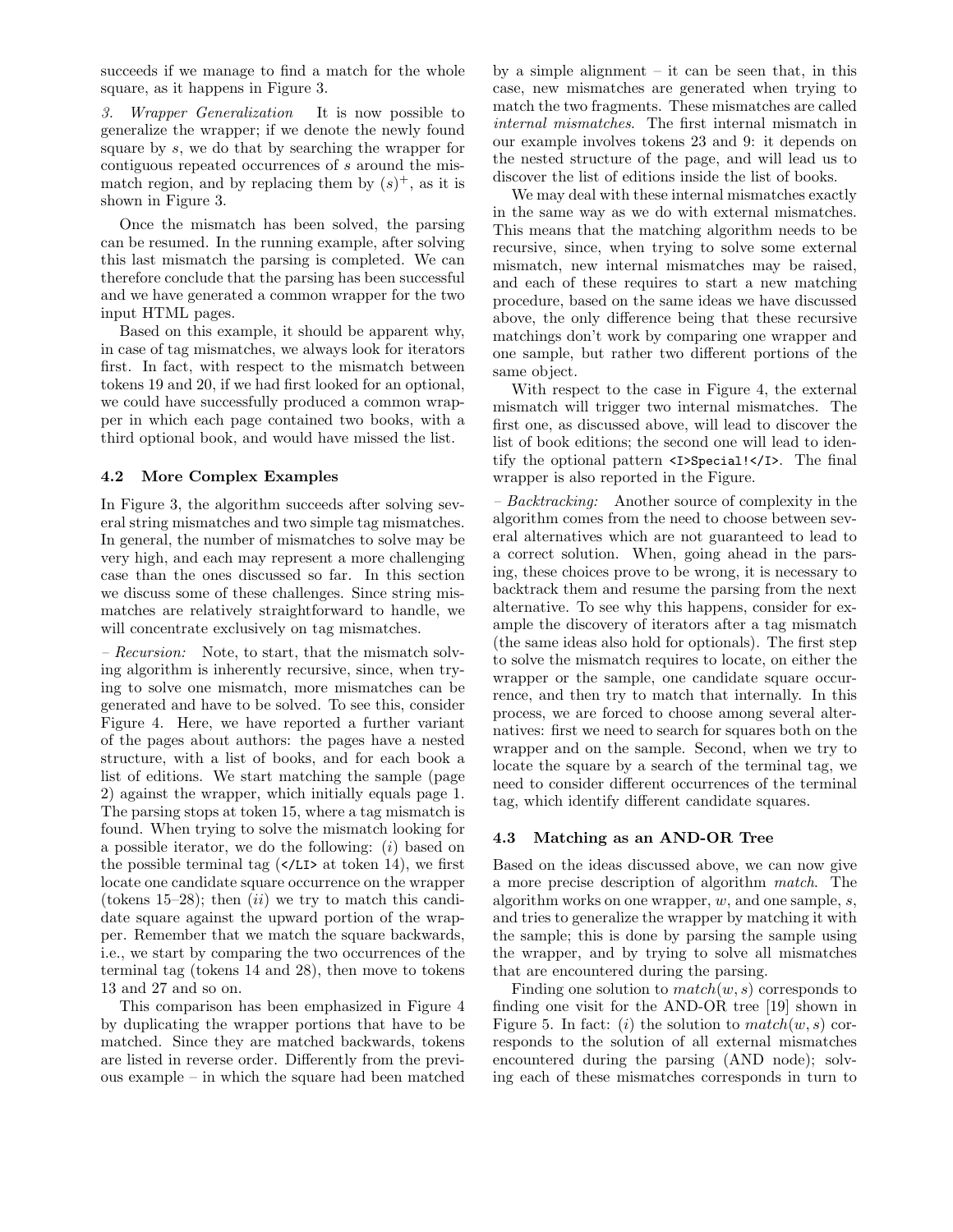succeeds if we manage to find a match for the whole square, as it happens in Figure 3.

*3. Wrapper Generalization* It is now possible to generalize the wrapper; if we denote the newly found square by $s$, we do that by searching the wrapper for contiguous repeated occurrences of $s$ around the mismatch region, and by replacing them by $(s)^+$, as it is shown in Figure 3.

Once the mismatch has been solved, the parsing can be resumed. In the running example, after solving this last mismatch the parsing is completed. We can therefore conclude that the parsing has been successful and we have generated a common wrapper for the two input HTML pages.

Based on this example, it should be apparent why, in case of tag mismatches, we always look for iterators first. In fact, with respect to the mismatch between tokens 19 and 20, if we had first looked for an optional, we could have successfully produced a common wrapper in which each page contained two books, with a third optional book, and would have missed the list.

### 4.2 More Complex Examples

In Figure 3, the algorithm succeeds after solving several string mismatches and two simple tag mismatches. In general, the number of mismatches to solve may be very high, and each may represent a more challenging case than the ones discussed so far. In this section we discuss some of these challenges. Since string mismatches are relatively straightforward to handle, we will concentrate exclusively on tag mismatches.

*– Recursion:* Note, to start, that the mismatch solving algorithm is inherently recursive, since, when trying to solve one mismatch, more mismatches can be generated and have to be solved. To see this, consider Figure 4. Here, we have reported a further variant of the pages about authors: the pages have a nested structure, with a list of books, and for each book a list of editions. We start matching the sample (page 2) against the wrapper, which initially equals page 1. The parsing stops at token 15, where a tag mismatch is found. When trying to solve the mismatch looking for a possible iterator, we do the following: (*i*) based on the possible terminal tag (`</LI>` at token 14), we first locate one candidate square occurrence on the wrapper (tokens 15–28); then (*ii*) we try to match this candidate square against the upward portion of the wrapper. Remember that we match the square backwards, i.e., we start by comparing the two occurrences of the terminal tag (tokens 14 and 28), then move to tokens 13 and 27 and so on.

This comparison has been emphasized in Figure 4 by duplicating the wrapper portions that have to be matched. Since they are matched backwards, tokens are listed in reverse order. Differently from the previous example – in which the square had been matched by a simple alignment – it can be seen that, in this case, new mismatches are generated when trying to match the two fragments. These mismatches are called *internal mismatches*. The first internal mismatch in our example involves tokens 23 and 9: it depends on the nested structure of the page, and will lead us to discover the list of editions inside the list of books.

We may deal with these internal mismatches exactly in the same way as we do with external mismatches. This means that the matching algorithm needs to be recursive, since, when trying to solve some external mismatch, new internal mismatches may be raised, and each of these requires to start a new matching procedure, based on the same ideas we have discussed above, the only difference being that these recursive matchings don't work by comparing one wrapper and one sample, but rather two different portions of the same object.

With respect to the case in Figure 4, the external mismatch will trigger two internal mismatches. The first one, as discussed above, will lead to discover the list of book editions; the second one will lead to identify the optional pattern `<I>Special!</I>`. The final wrapper is also reported in the Figure.

*– Backtracking:* Another source of complexity in the algorithm comes from the need to choose between several alternatives which are not guaranteed to lead to a correct solution. When, going ahead in the parsing, these choices prove to be wrong, it is necessary to backtrack them and resume the parsing from the next alternative. To see why this happens, consider for example the discovery of iterators after a tag mismatch (the same ideas also hold for optionals). The first step to solve the mismatch requires to locate, on either the wrapper or the sample, one candidate square occurrence, and then try to match that internally. In this process, we are forced to choose among several alternatives: first we need to search for squares both on the wrapper and on the sample. Second, when we try to locate the square by a search of the terminal tag, we need to consider different occurrences of the terminal tag, which identify different candidate squares.

### 4.3 Matching as an AND-OR Tree

Based on the ideas discussed above, we can now give a more precise description of algorithm *match*. The algorithm works on one wrapper, $w$, and one sample, $s$, and tries to generalize the wrapper by matching it with the sample; this is done by parsing the sample using the wrapper, and by trying to solve all mismatches that are encountered during the parsing.

Finding one solution to $match(w, s)$ corresponds to finding one visit for the AND-OR tree [19] shown in Figure 5. In fact: (*i*) the solution to $match(w, s)$ corresponds to the solution of all external mismatches encountered during the parsing (AND node); solving each of these mismatches corresponds in turn to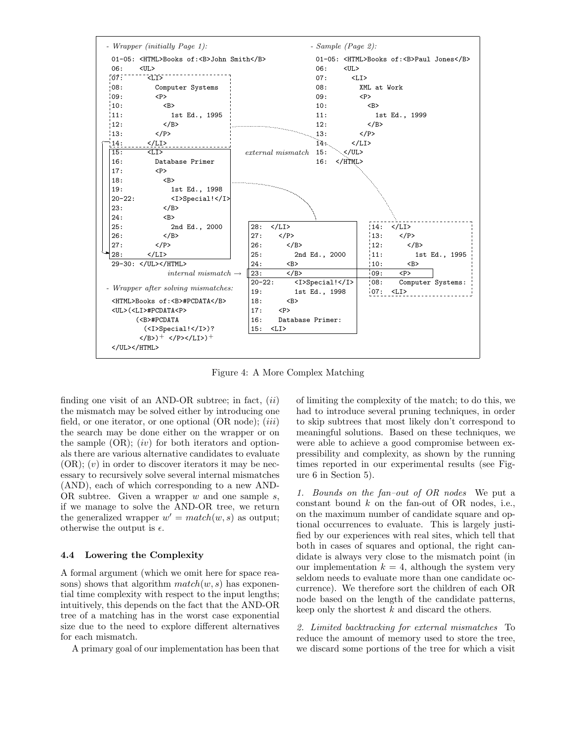- *Wrapper (initially Page 1):*

```
01-05: <HTML>Books of:<B>John Smith</B>
06:    <UL>
07:      <LI>
08:        Computer Systems
09:        <P>
10:          <B>
11:            1st Ed., 1995
12:          </B>
13:        </P>
14:      </LI>
15:      <LI>
16:        Database Primer
17:        <P>
18:          <B>
19:            1st Ed., 1998
20-22:         <I>Special!</I>
23:          </B>
24:          <B>
25:            2nd Ed., 2000
26:          </B>
27:        </P>
28:      </LI>
29-30: </UL></HTML>
```

- *Sample (Page 2):*

```
01-05: <HTML>Books of:<B>Paul Jones</B>
06:    <UL>
07:      <LI>
08:        XML at Work
09:        <P>
10:          <B>
11:            1st Ed., 1999
12:          </B>
13:        </P>
14:      </LI>
15:    </UL>
16:  </HTML>
```

*external mismatch*

*internal mismatch* →

```
28:  </LI>
27:    </P>
26:      </B>
25:        2nd Ed., 2000
24:      <B>
23:      </B>
20-22:     <I>Special!</I>
19:        1st Ed., 1998
18:      <B>
17:    <P>
16:    Database Primer:
15:  <LI>
```

```
14:  </LI>
13:    </P>
12:      </B>
11:        1st Ed., 1995
10:      <B>
09:    <P>
08:    Computer Systems:
07:  <LI>
```

- *Wrapper after solving mismatches:*

```
<HTML>Books of:<B>#PCDATA</B>
<UL>(<LI>#PCDATA<P>
      (<B>#PCDATA
        (<I>Special!</I>)?
       </B>)+ </P></LI>)+
</UL></HTML>
```

Figure 4: A More Complex Matching

finding one visit of an AND-OR subtree; in fact, (*ii*) the mismatch may be solved either by introducing one field, or one iterator, or one optional (OR node); (*iii*) the search may be done either on the wrapper or on the sample (OR); (*iv*) for both iterators and optionals there are various alternative candidates to evaluate (OR); (*v*) in order to discover iterators it may be necessary to recursively solve several internal mismatches (AND), each of which corresponding to a new AND-OR subtree. Given a wrapper $w$ and one sample $s$, if we manage to solve the AND-OR tree, we return the generalized wrapper $w' = match(w, s)$ as output; otherwise the output is $\epsilon$.

### 4.4 Lowering the Complexity

A formal argument (which we omit here for space reasons) shows that algorithm $match(w, s)$ has exponential time complexity with respect to the input lengths; intuitively, this depends on the fact that the AND-OR tree of a matching has in the worst case exponential size due to the need to explore different alternatives for each mismatch.

A primary goal of our implementation has been that of limiting the complexity of the match; to do this, we had to introduce several pruning techniques, in order to skip subtrees that most likely don't correspond to meaningful solutions. Based on these techniques, we were able to achieve a good compromise between expressibility and complexity, as shown by the running times reported in our experimental results (see Figure 6 in Section 5).

*1. Bounds on the fan–out of OR nodes* We put a constant bound $k$ on the fan-out of OR nodes, i.e., on the maximum number of candidate square and optional occurrences to evaluate. This is largely justified by our experiences with real sites, which tell that both in cases of squares and optional, the right candidate is always very close to the mismatch point (in our implementation $k = 4$, although the system very seldom needs to evaluate more than one candidate occurrence). We therefore sort the children of each OR node based on the length of the candidate patterns, keep only the shortest $k$ and discard the others.

*2. Limited backtracking for external mismatches* To reduce the amount of memory used to store the tree, we discard some portions of the tree for which a visit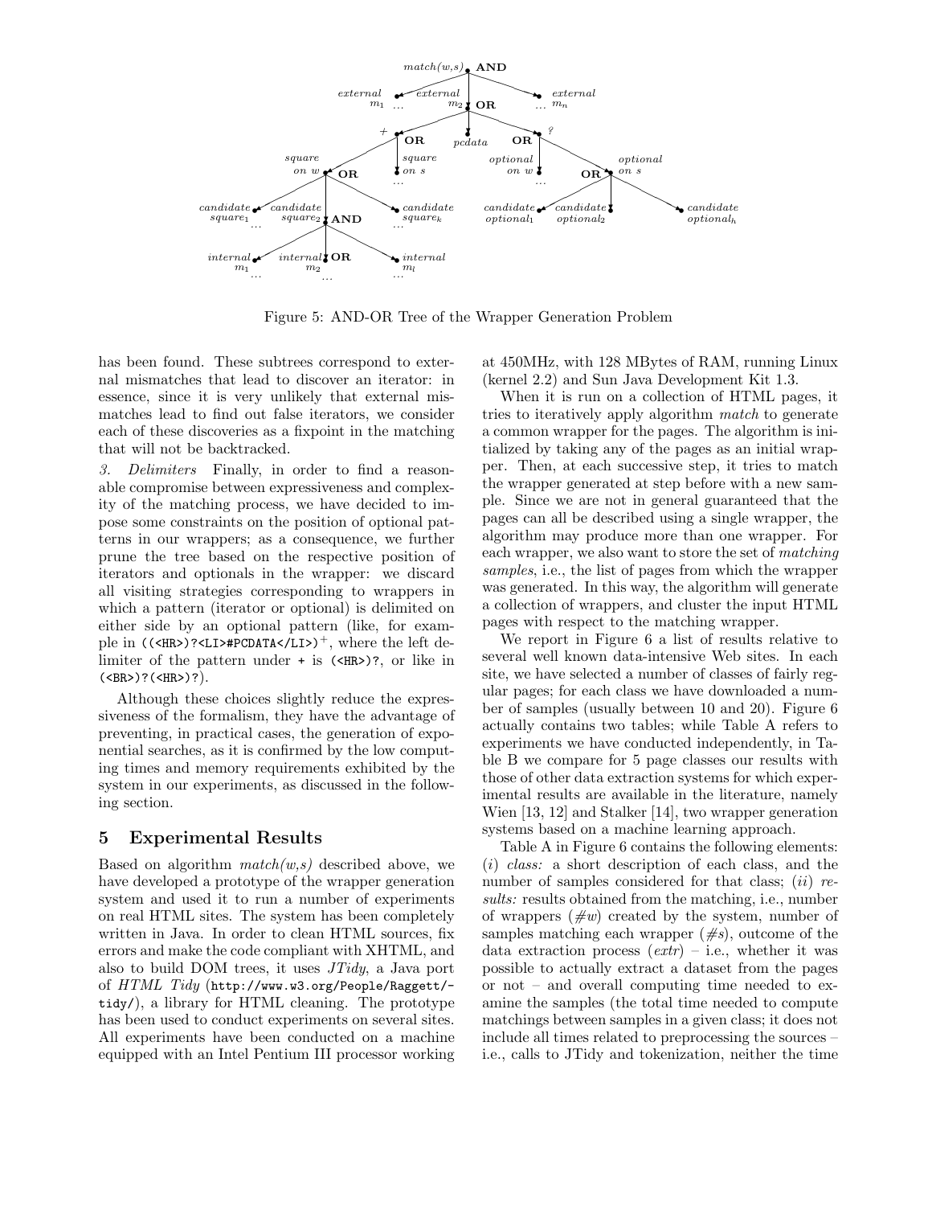match(w,s) AND

external $m_1$ ... external $m_2$ OR ... external $m_n$

\+ OR

pcdata

? OR

square on w OR

square on s ...

optional on w ...

OR optional on s

candidate $square_1$ ...

candidate $square_2$ AND

candidate $square_k$ ...

candidate $optional_1$

candidate $optional_2$

candidate $optional_h$

internal $m_1$ ...

internal $m_2$ OR ...

internal $m_l$ ...

Figure 5: AND-OR Tree of the Wrapper Generation Problem

has been found. These subtrees correspond to external mismatches that lead to discover an iterator: in essence, since it is very unlikely that external mismatches lead to find out false iterators, we consider each of these discoveries as a fixpoint in the matching that will not be backtracked.

*3. Delimiters* Finally, in order to find a reasonable compromise between expressiveness and complexity of the matching process, we have decided to impose some constraints on the position of optional patterns in our wrappers; as a consequence, we further prune the tree based on the respective position of iterators and optionals in the wrapper: we discard all visiting strategies corresponding to wrappers in which a pattern (iterator or optional) is delimited on either side by an optional pattern (like, for example in `((<HR>)?<LI>#PCDATA</LI>)`$^+$, where the left delimiter of the pattern under + is `(<HR>)?`, or like in `(<BR>)?(<HR>)?`).

Although these choices slightly reduce the expressiveness of the formalism, they have the advantage of preventing, in practical cases, the generation of exponential searches, as it is confirmed by the low computing times and memory requirements exhibited by the system in our experiments, as discussed in the following section.

## 5 Experimental Results

Based on algorithm *match(w,s)* described above, we have developed a prototype of the wrapper generation system and used it to run a number of experiments on real HTML sites. The system has been completely written in Java. In order to clean HTML sources, fix errors and make the code compliant with XHTML, and also to build DOM trees, it uses *JTidy*, a Java port of *HTML Tidy* (`http://www.w3.org/People/Raggett/tidy/`), a library for HTML cleaning. The prototype has been used to conduct experiments on several sites. All experiments have been conducted on a machine equipped with an Intel Pentium III processor working at 450MHz, with 128 MBytes of RAM, running Linux (kernel 2.2) and Sun Java Development Kit 1.3.

When it is run on a collection of HTML pages, it tries to iteratively apply algorithm *match* to generate a common wrapper for the pages. The algorithm is initialized by taking any of the pages as an initial wrapper. Then, at each successive step, it tries to match the wrapper generated at step before with a new sample. Since we are not in general guaranteed that the pages can all be described using a single wrapper, the algorithm may produce more than one wrapper. For each wrapper, we also want to store the set of *matching samples*, i.e., the list of pages from which the wrapper was generated. In this way, the algorithm will generate a collection of wrappers, and cluster the input HTML pages with respect to the matching wrapper.

We report in Figure 6 a list of results relative to several well known data-intensive Web sites. In each site, we have selected a number of classes of fairly regular pages; for each class we have downloaded a number of samples (usually between 10 and 20). Figure 6 actually contains two tables; while Table A refers to experiments we have conducted independently, in Table B we compare for 5 page classes our results with those of other data extraction systems for which experimental results are available in the literature, namely Wien [13, 12] and Stalker [14], two wrapper generation systems based on a machine learning approach.

Table A in Figure 6 contains the following elements: (*i*) *class:* a short description of each class, and the number of samples considered for that class; (*ii*) *results:* results obtained from the matching, i.e., number of wrappers (*#w*) created by the system, number of samples matching each wrapper (*#s*), outcome of the data extraction process (*extr*) – i.e., whether it was possible to actually extract a dataset from the pages or not – and overall computing time needed to examine the samples (the total time needed to compute matchings between samples in a given class; it does not include all times related to preprocessing the sources – i.e., calls to JTidy and tokenization, neither the time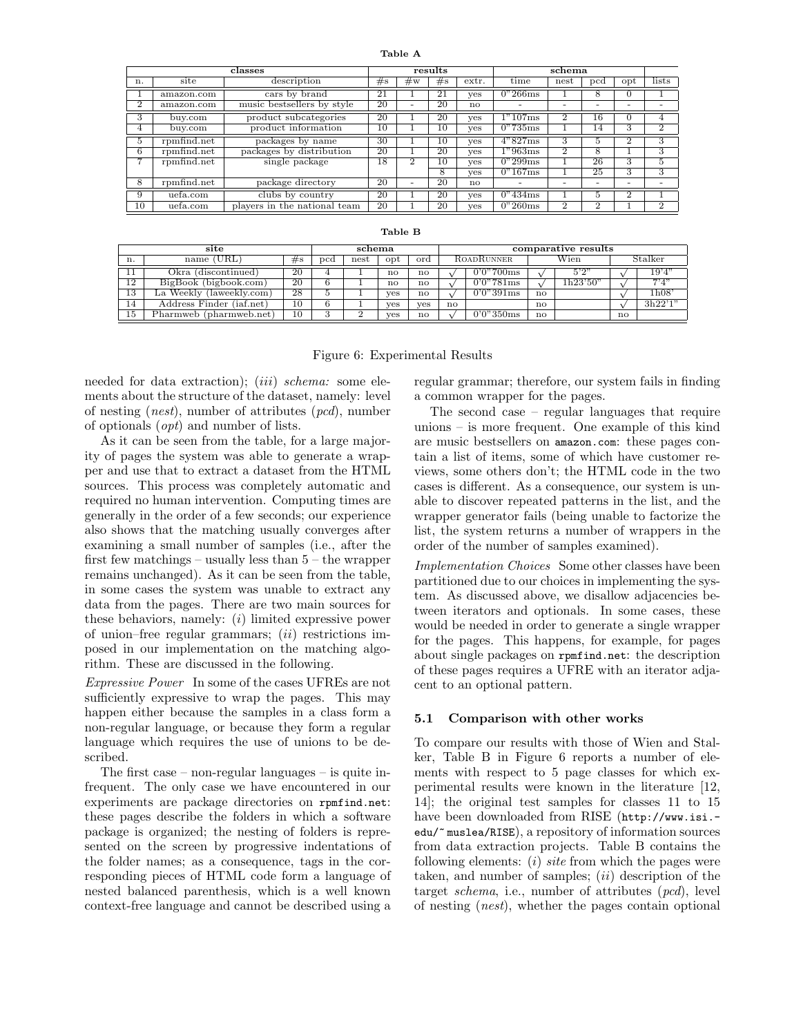**Table A**

| classes | | | results | | | | schema | | | | |
|---|---|---|---|---|---|---|---|---|---|---|---|
| n. | site | description | #s | #w | #s | extr. | time | nest | pcd | opt | lists |
| 1 | amazon.com | cars by brand | 21 | 1 | 21 | yes | 0"266ms | 1 | 8 | 0 | 1 |
| 2 | amazon.com | music bestsellers by style | 20 | - | 20 | no | - | - | - | - | - |
| 3 | buy.com | product subcategories | 20 | 1 | 20 | yes | 1"107ms | 2 | 16 | 0 | 4 |
| 4 | buy.com | product information | 10 | 1 | 10 | yes | 0"735ms | 1 | 14 | 3 | 2 |
| 5 | rpmfind.net | packages by name | 30 | 1 | 10 | yes | 4"827ms | 3 | 5 | 2 | 3 |
| 6 | rpmfind.net | packages by distribution | 20 | 1 | 20 | yes | 1"963ms | 2 | 8 | 1 | 3 |
| 7 | rpmfind.net | single package | 18 | 2 | 10 | yes | 0"299ms | 1 | 26 | 3 | 5 |
| | | | | | 8 | yes | 0"167ms | 1 | 25 | 3 | 3 |
| 8 | rpmfind.net | package directory | 20 | - | 20 | no | - | - | - | - | - |
| 9 | uefa.com | clubs by country | 20 | 1 | 20 | yes | 0"434ms | 1 | 5 | 2 | 1 |
| 10 | uefa.com | players in the national team | 20 | 1 | 20 | yes | 0"260ms | 2 | 2 | 1 | 2 |

**Table B**

| site | | | schema | | | | comparative results | | | | | |
|---|---|---|---|---|---|---|---|---|---|---|---|---|
| n. | name (URL) | #s | pcd | nest | opt | ord | RoadRunner | | Wien | | Stalker | |
| 11 | Okra (discontinued) | 20 | 4 | 1 | no | no | √ | 0'0"700ms | √ | 5'2" | √ | 19'4" |
| 12 | BigBook (bigbook.com) | 20 | 6 | 1 | no | no | √ | 0'0"781ms | √ | 1h23'50" | √ | 7'4" |
| 13 | La Weekly (laweekly.com) | 28 | 5 | 1 | yes | no | √ | 0'0"391ms | no | | √ | 1h08' |
| 14 | Address Finder (iaf.net) | 10 | 6 | 1 | yes | yes | no | | no | | √ | 3h22'1" |
| 15 | Pharmweb (pharmweb.net) | 10 | 3 | 2 | yes | no | √ | 0'0"350ms | no | | no | |

Figure 6: Experimental Results

needed for data extraction); (*iii*) *schema:* some elements about the structure of the dataset, namely: level of nesting (*nest*), number of attributes (*pcd*), number of optionals (*opt*) and number of lists.

As it can be seen from the table, for a large majority of pages the system was able to generate a wrapper and use that to extract a dataset from the HTML sources. This process was completely automatic and required no human intervention. Computing times are generally in the order of a few seconds; our experience also shows that the matching usually converges after examining a small number of samples (i.e., after the first few matchings – usually less than 5 – the wrapper remains unchanged). As it can be seen from the table, in some cases the system was unable to extract any data from the pages. There are two main sources for these behaviors, namely: (*i*) limited expressive power of union–free regular grammars; (*ii*) restrictions imposed in our implementation on the matching algorithm. These are discussed in the following.

*Expressive Power* In some of the cases UFREs are not sufficiently expressive to wrap the pages. This may happen either because the samples in a class form a non-regular language, or because they form a regular language which requires the use of unions to be described.

The first case – non-regular languages – is quite infrequent. The only case we have encountered in our experiments are package directories on `rpmfind.net`: these pages describe the folders in which a software package is organized; the nesting of folders is represented on the screen by progressive indentations of the folder names; as a consequence, tags in the corresponding pieces of HTML code form a language of nested balanced parenthesis, which is a well known context-free language and cannot be described using a regular grammar; therefore, our system fails in finding a common wrapper for the pages.

The second case – regular languages that require unions – is more frequent. One example of this kind are music bestsellers on `amazon.com`: these pages contain a list of items, some of which have customer reviews, some others don't; the HTML code in the two cases is different. As a consequence, our system is unable to discover repeated patterns in the list, and the wrapper generator fails (being unable to factorize the list, the system returns a number of wrappers in the order of the number of samples examined).

*Implementation Choices* Some other classes have been partitioned due to our choices in implementing the system. As discussed above, we disallow adjacencies between iterators and optionals. In some cases, these would be needed in order to generate a single wrapper for the pages. This happens, for example, for pages about single packages on `rpmfind.net`: the description of these pages requires a UFRE with an iterator adjacent to an optional pattern.

### 5.1 Comparison with other works

To compare our results with those of Wien and Stalker, Table B in Figure 6 reports a number of elements with respect to 5 page classes for which experimental results were known in the literature [12, 14]; the original test samples for classes 11 to 15 have been downloaded from RISE (`http://www.isi.edu/~muslea/RISE`), a repository of information sources from data extraction projects. Table B contains the following elements: (*i*) *site* from which the pages were taken, and number of samples; (*ii*) description of the target *schema*, i.e., number of attributes (*pcd*), level of nesting (*nest*), whether the pages contain optional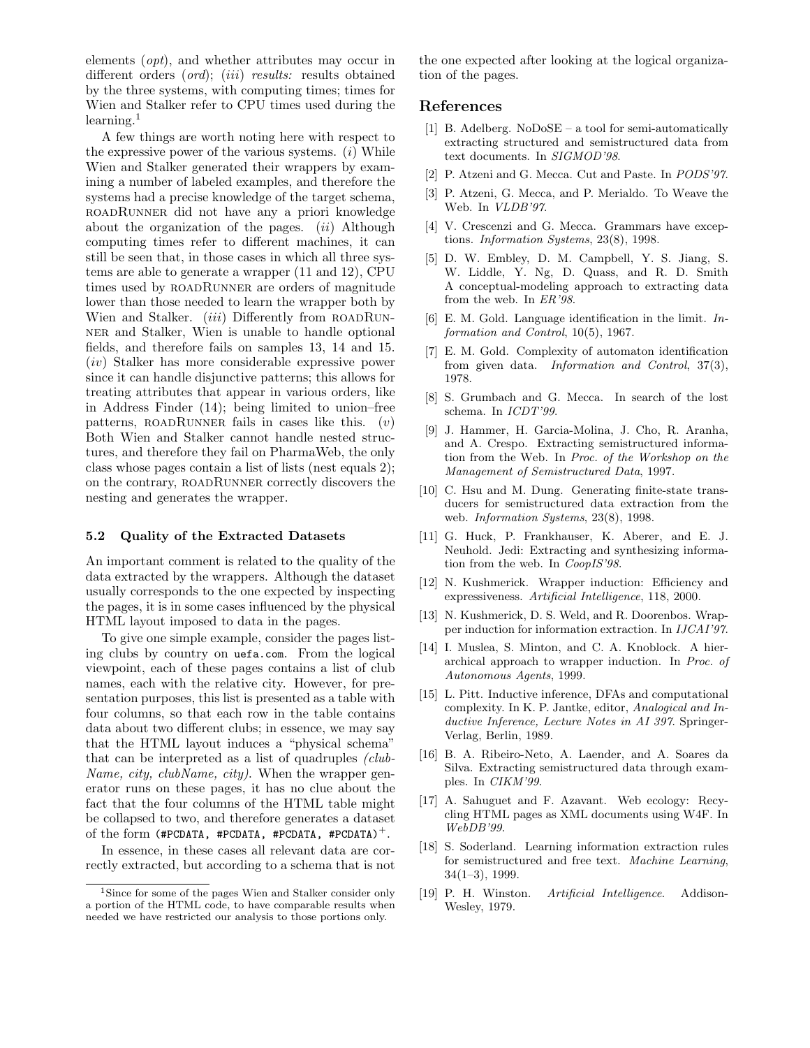elements (*opt*), and whether attributes may occur in different orders (*ord*); (*iii*) *results:* results obtained by the three systems, with computing times; times for Wien and Stalker refer to CPU times used during the learning.[1]

A few things are worth noting here with respect to the expressive power of the various systems. (*i*) While Wien and Stalker generated their wrappers by examining a number of labeled examples, and therefore the systems had a precise knowledge of the target schema, roadRunner did not have any a priori knowledge about the organization of the pages. (*ii*) Although computing times refer to different machines, it can still be seen that, in those cases in which all three systems are able to generate a wrapper (11 and 12), CPU times used by roadRunner are orders of magnitude lower than those needed to learn the wrapper both by Wien and Stalker. (*iii*) Differently from roadRunner and Stalker, Wien is unable to handle optional fields, and therefore fails on samples 13, 14 and 15. (*iv*) Stalker has more considerable expressive power since it can handle disjunctive patterns; this allows for treating attributes that appear in various orders, like in Address Finder (14); being limited to union–free patterns, roadRunner fails in cases like this. (*v*) Both Wien and Stalker cannot handle nested structures, and therefore they fail on PharmaWeb, the only class whose pages contain a list of lists (nest equals 2); on the contrary, roadRunner correctly discovers the nesting and generates the wrapper.

### 5.2 Quality of the Extracted Datasets

An important comment is related to the quality of the data extracted by the wrappers. Although the dataset usually corresponds to the one expected by inspecting the pages, it is in some cases influenced by the physical HTML layout imposed to data in the pages.

To give one simple example, consider the pages listing clubs by country on `uefa.com`. From the logical viewpoint, each of these pages contains a list of club names, each with the relative city. However, for presentation purposes, this list is presented as a table with four columns, so that each row in the table contains data about two different clubs; in essence, we may say that the HTML layout induces a "physical schema" that can be interpreted as a list of quadruples *(clubName, city, clubName, city)*. When the wrapper generator runs on these pages, it has no clue about the fact that the four columns of the HTML table might be collapsed to two, and therefore generates a dataset of the form `(#PCDATA, #PCDATA, #PCDATA, #PCDATA)`$^+$.

In essence, in these cases all relevant data are correctly extracted, but according to a schema that is not the one expected after looking at the logical organization of the pages.

[1] Since for some of the pages Wien and Stalker consider only a portion of the HTML code, to have comparable results when needed we have restricted our analysis to those portions only.

## References

[1] B. Adelberg. NoDoSE – a tool for semi-automatically extracting structured and semistructured data from text documents. In *SIGMOD'98*.

[2] P. Atzeni and G. Mecca. Cut and Paste. In *PODS'97*.

[3] P. Atzeni, G. Mecca, and P. Merialdo. To Weave the Web. In *VLDB'97*.

[4] V. Crescenzi and G. Mecca. Grammars have exceptions. *Information Systems*, 23(8), 1998.

[5] D. W. Embley, D. M. Campbell, Y. S. Jiang, S. W. Liddle, Y. Ng, D. Quass, and R. D. Smith A conceptual-modeling approach to extracting data from the web. In *ER'98*.

[6] E. M. Gold. Language identification in the limit. *Information and Control*, 10(5), 1967.

[7] E. M. Gold. Complexity of automaton identification from given data. *Information and Control*, 37(3), 1978.

[8] S. Grumbach and G. Mecca. In search of the lost schema. In *ICDT'99*.

[9] J. Hammer, H. Garcia-Molina, J. Cho, R. Aranha, and A. Crespo. Extracting semistructured information from the Web. In *Proc. of the Workshop on the Management of Semistructured Data*, 1997.

[10] C. Hsu and M. Dung. Generating finite-state transducers for semistructured data extraction from the web. *Information Systems*, 23(8), 1998.

[11] G. Huck, P. Frankhauser, K. Aberer, and E. J. Neuhold. Jedi: Extracting and synthesizing information from the web. In *CoopIS'98*.

[12] N. Kushmerick. Wrapper induction: Efficiency and expressiveness. *Artificial Intelligence*, 118, 2000.

[13] N. Kushmerick, D. S. Weld, and R. Doorenbos. Wrapper induction for information extraction. In *IJCAI'97*.

[14] I. Muslea, S. Minton, and C. A. Knoblock. A hierarchical approach to wrapper induction. In *Proc. of Autonomous Agents*, 1999.

[15] L. Pitt. Inductive inference, DFAs and computational complexity. In K. P. Jantke, editor, *Analogical and Inductive Inference, Lecture Notes in AI 397*. Springer-Verlag, Berlin, 1989.

[16] B. A. Ribeiro-Neto, A. Laender, and A. Soares da Silva. Extracting semistructured data through examples. In *CIKM'99*.

[17] A. Sahuguet and F. Azavant. Web ecology: Recycling HTML pages as XML documents using W4F. In *WebDB'99*.

[18] S. Soderland. Learning information extraction rules for semistructured and free text. *Machine Learning*, 34(1–3), 1999.

[19] P. H. Winston. *Artificial Intelligence.* Addison-Wesley, 1979.